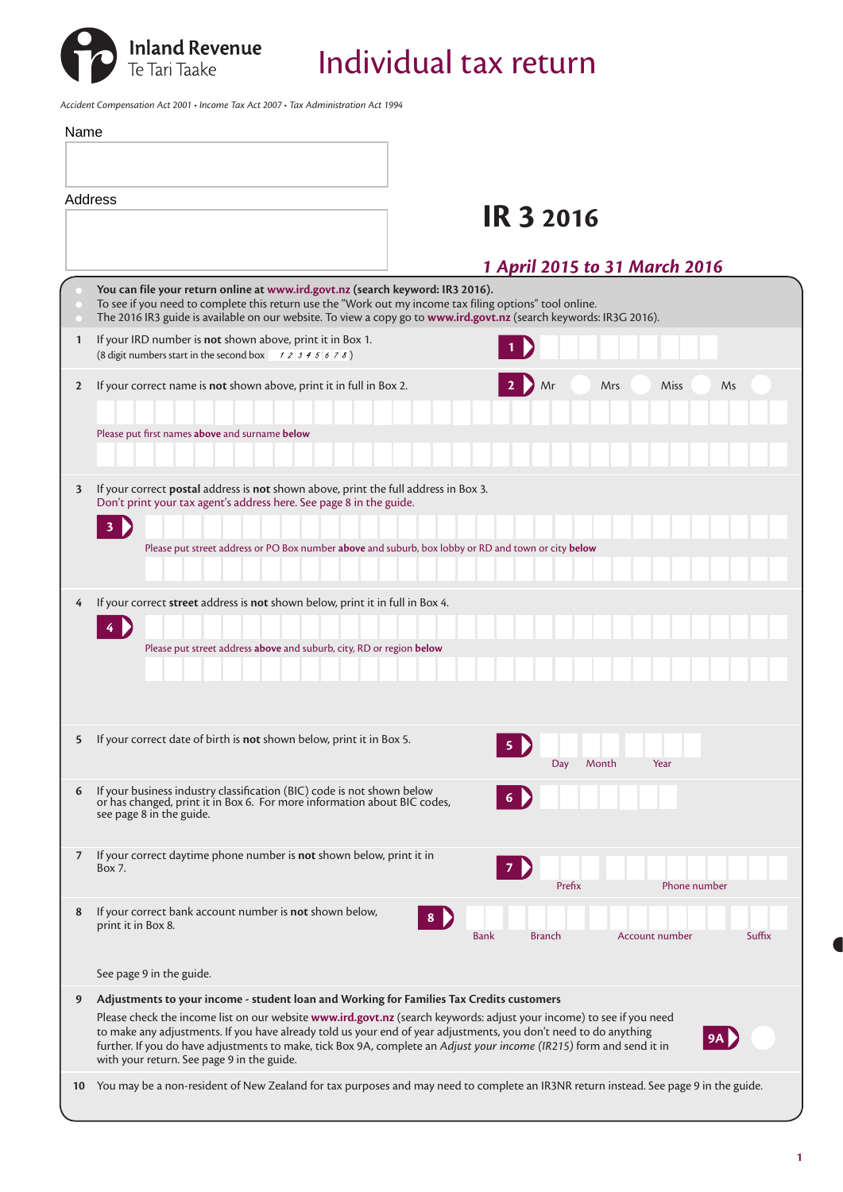Inland Revenue
Te Tari Taake

# Individual tax return

*Accident Compensation Act 2001 • Income Tax Act 2007 • Tax Administration Act 1994*

Name

Address

## IR 3 2016

***1 April 2015 to 31 March 2016***

- **You can file your return online at www.ird.govt.nz (search keyword: IR3 2016).**
- To see if you need to complete this return use the "Work out my income tax filing options" tool online.
- The 2016 IR3 guide is available on our website. To view a copy go to **www.ird.govt.nz** (search keywords: IR3G 2016).

**1** If your IRD number is **not** shown above, print it in Box 1.
(8 digit numbers start in the second box 1 2 3 4 5 6 7 8)

**1**

**2** If your correct name is **not** shown above, print it in full in Box 2.

**2** Mr Mrs Miss Ms

Please put first names **above** and surname **below**

**3** If your correct **postal** address is **not** shown above, print the full address in Box 3.
Don't print your tax agent's address here. See page 8 in the guide.

**3**

Please put street address or PO Box number **above** and suburb, box lobby or RD and town or city **below**

**4** If your correct **street** address is **not** shown below, print it in full in Box 4.

**4**

Please put street address **above** and suburb, city, RD or region **below**

**5** If your correct date of birth is **not** shown below, print it in Box 5.

**5** Day Month Year

**6** If your business industry classification (BIC) code is not shown below or has changed, print it in Box 6. For more information about BIC codes, see page 8 in the guide.

**6**

**7** If your correct daytime phone number is **not** shown below, print it in Box 7.

**7** Prefix Phone number

**8** If your correct bank account number is **not** shown below, print it in Box 8.

**8** Bank Branch Account number Suffix

See page 9 in the guide.

**9** **Adjustments to your income - student loan and Working for Families Tax Credits customers**

Please check the income list on our website **www.ird.govt.nz** (search keywords: adjust your income) to see if you need to make any adjustments. If you have already told us your end of year adjustments, you don't need to do anything further. If you do have adjustments to make, tick Box 9A, complete an *Adjust your income (IR215)* form and send it in with your return. See page 9 in the guide.

**9A**

**10** You may be a non-resident of New Zealand for tax purposes and may need to complete an IR3NR return instead. See page 9 in the guide.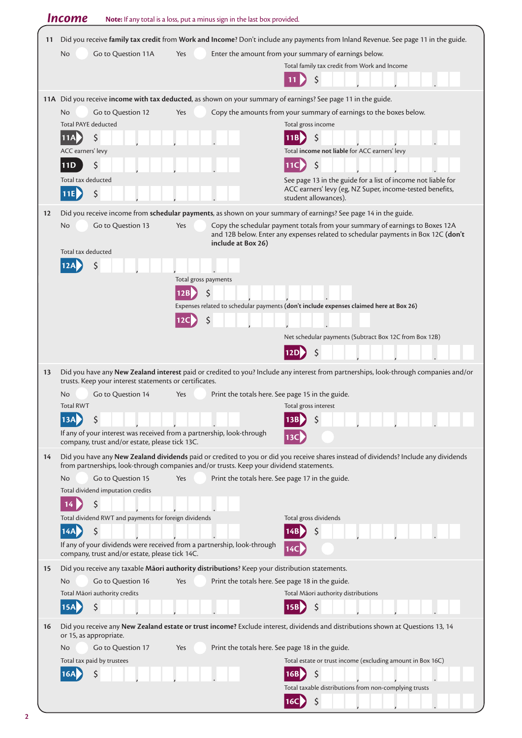# Income

**Note:** If any total is a loss, put a minus sign in the last box provided.

**11** Did you receive **family tax credit** from **Work and Income**? Don't include any payments from Inland Revenue. See page 11 in the guide.

No ◯ Go to Question 11A    Yes ◯ Enter the amount from your summary of earnings below.

Total family tax credit from Work and Income

**11** $ ___,___,___.__

**11A** Did you receive **income with tax deducted**, as shown on your summary of earnings? See page 11 in the guide.

No ◯ Go to Question 12    Yes ◯ Copy the amounts from your summary of earnings to the boxes below.

Total PAYE deducted

**11A** $ ___,___,___.__

Total gross income

**11B** $ ___,___,___.__

ACC earners' levy

**11D** $ ___,___,___.__

Total **income not liable** for ACC earners' levy

**11C** $ ___,___,___.__

Total tax deducted

**11E** $ ___,___,___.__

See page 13 in the guide for a list of income not liable for ACC earners' levy (eg, NZ Super, income-tested benefits, student allowances).

**12** Did you receive income from **schedular payments**, as shown on your summary of earnings? See page 14 in the guide.

No ◯ Go to Question 13    Yes ◯ Copy the schedular payment totals from your summary of earnings to Boxes 12A and 12B below. Enter any expenses related to schedular payments in Box 12C **(don't include at Box 26)**

Total tax deducted

**12A** $ ___,___,___.__

Total gross payments

**12B** $ ___,___,___.__

Expenses related to schedular payments **(don't include expenses claimed here at Box 26)**

**12C** $ ___,___,___.__

Net schedular payments (Subtract Box 12C from Box 12B)

**12D** $ ___,___,___.__

**13** Did you have any **New Zealand interest** paid or credited to you? Include any interest from partnerships, look-through companies and/or trusts. Keep your interest statements or certificates.

No ◯ Go to Question 14    Yes ◯ Print the totals here. See page 15 in the guide.

Total RWT

**13A** $ ___,___,___.__

Total gross interest

**13B** $ ___,___,___.__

If any of your interest was received from a partnership, look-through company, trust and/or estate, please tick 13C.

**13C** ◯

**14** Did you have any **New Zealand dividends** paid or credited to you or did you receive shares instead of dividends? Include any dividends from partnerships, look-through companies and/or trusts. Keep your dividend statements.

No ◯ Go to Question 15    Yes ◯ Print the totals here. See page 17 in the guide.

Total dividend imputation credits

**14** $ ___,___,___.__

Total dividend RWT and payments for foreign dividends

**14A** $ ___,___,___.__

Total gross dividends

**14B** $ ___,___,___.__

If any of your dividends were received from a partnership, look-through company, trust and/or estate, please tick 14C.

**14C** ◯

**15** Did you receive any taxable **Māori authority distributions**? Keep your distribution statements.

No ◯ Go to Question 16    Yes ◯ Print the totals here. See page 18 in the guide.

Total Māori authority credits

**15A** $ ___,___,___.__

Total Māori authority distributions

**15B** $ ___,___,___.__

**16** Did you receive any **New Zealand estate or trust income?** Exclude interest, dividends and distributions shown at Questions 13, 14 or 15, as appropriate.

No ◯ Go to Question 17    Yes ◯ Print the totals here. See page 18 in the guide.

Total tax paid by trustees

**16A** $ ___,___,___.__

Total estate or trust income (excluding amount in Box 16C)

**16B** $ ___,___,___.__

Total taxable distributions from non-complying trusts

**16C** $ ___,___,___.__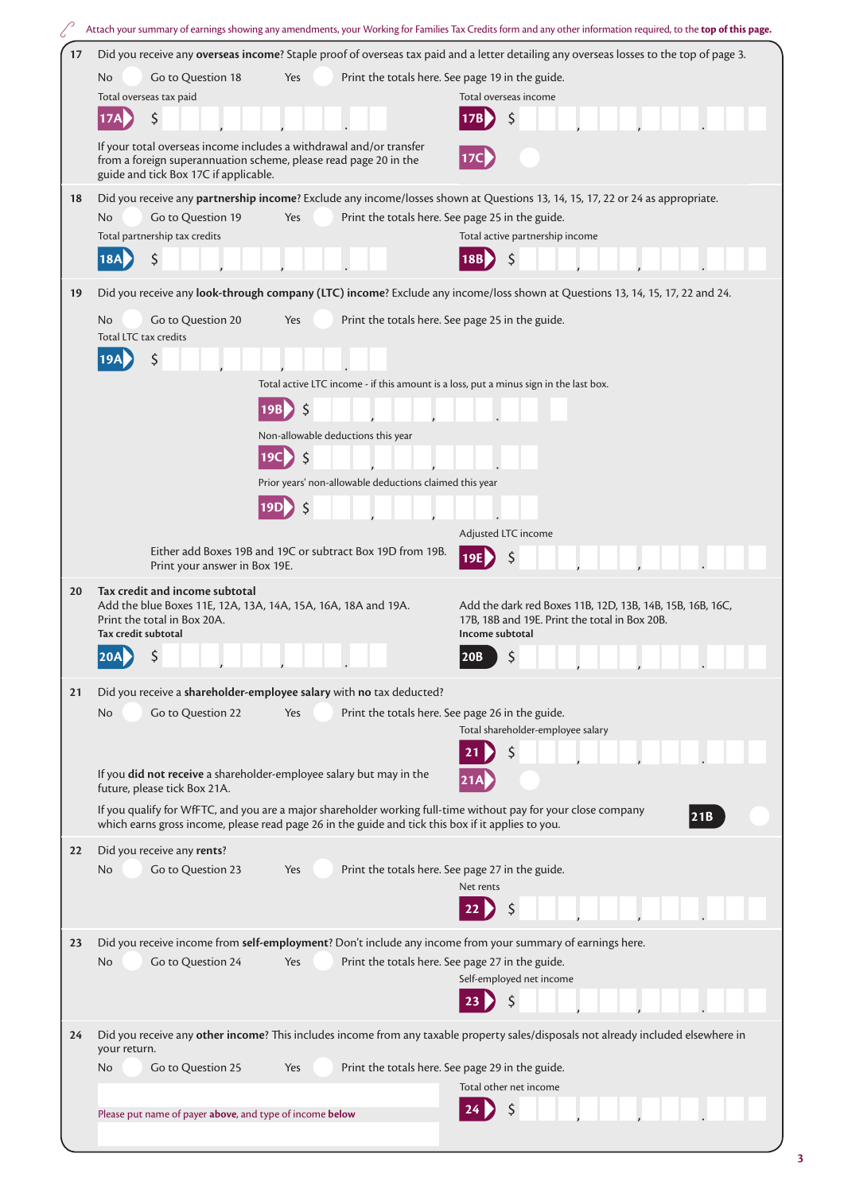Attach your summary of earnings showing any amendments, your Working for Families Tax Credits form and any other information required, to the **top of this page.**

**17** Did you receive any **overseas income**? Staple proof of overseas tax paid and a letter detailing any overseas losses to the top of page 3.

No ○ Go to Question 18 Yes ○ Print the totals here. See page 19 in the guide.

Total overseas tax paid

**17A** $ , , .

Total overseas income

**17B** $ , , .

If your total overseas income includes a withdrawal and/or transfer from a foreign superannuation scheme, please read page 20 in the guide and tick Box 17C if applicable.

**17C** ○

**18** Did you receive any **partnership income**? Exclude any income/losses shown at Questions 13, 14, 15, 17, 22 or 24 as appropriate.

No ○ Go to Question 19 Yes ○ Print the totals here. See page 25 in the guide.

Total partnership tax credits

**18A** $ , , .

Total active partnership income

**18B** $ , , .

**19** Did you receive any **look-through company (LTC) income**? Exclude any income/loss shown at Questions 13, 14, 15, 17, 22 and 24.

No ○ Go to Question 20 Yes ○ Print the totals here. See page 25 in the guide.

Total LTC tax credits

**19A** $ , , .

Total active LTC income - if this amount is a loss, put a minus sign in the last box.

**19B** $ , , .

Non-allowable deductions this year

**19C** $ , , .

Prior years' non-allowable deductions claimed this year

**19D** $ , , .

Either add Boxes 19B and 19C or subtract Box 19D from 19B. Print your answer in Box 19E.

Adjusted LTC income

**19E** $ , , .

**20** **Tax credit and income subtotal**

Add the blue Boxes 11E, 12A, 13A, 14A, 15A, 16A, 18A and 19A. Print the total in Box 20A.

**Tax credit subtotal**

**20A** $ , , .

Add the dark red Boxes 11B, 12D, 13B, 14B, 15B, 16B, 16C, 17B, 18B and 19E. Print the total in Box 20B.

**Income subtotal**

**20B** $ , , .

**21** Did you receive a **shareholder-employee salary** with **no** tax deducted?

No ○ Go to Question 22 Yes ○ Print the totals here. See page 26 in the guide.

Total shareholder-employee salary

**21** $ , , .

If you **did not receive** a shareholder-employee salary but may in the future, please tick Box 21A.

**21A** ○

If you qualify for WfFTC, and you are a major shareholder working full-time without pay for your close company which earns gross income, please read page 26 in the guide and tick this box if it applies to you.

**21B** ○

**22** Did you receive any **rents**?

No ○ Go to Question 23 Yes ○ Print the totals here. See page 27 in the guide.

Net rents

**22** $ , , .

**23** Did you receive income from **self-employment**? Don't include any income from your summary of earnings here.

No ○ Go to Question 24 Yes ○ Print the totals here. See page 27 in the guide.

Self-employed net income

**23** $ , , .

**24** Did you receive any **other income**? This includes income from any taxable property sales/disposals not already included elsewhere in your return.

No ○ Go to Question 25 Yes ○ Print the totals here. See page 29 in the guide.

Please put name of payer **above**, and type of income **below**

Total other net income

**24** $ , , .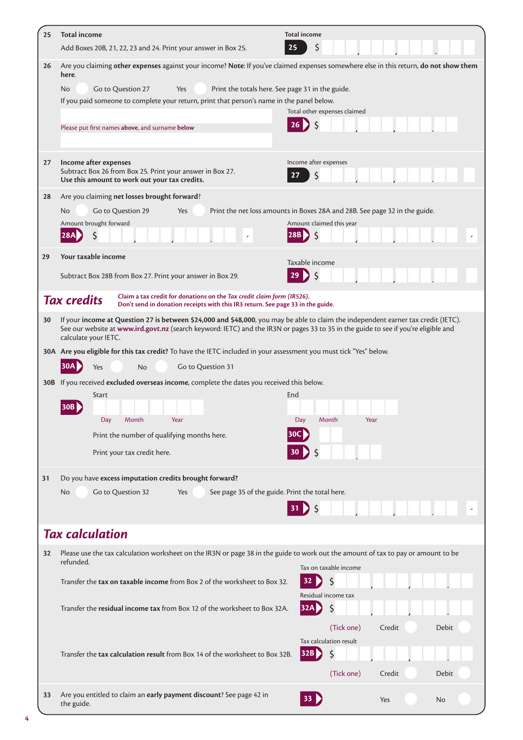**25 Total income**

Add Boxes 20B, 21, 22, 23 and 24. Print your answer in Box 25.

Total income
**25** $ , , .

**26** Are you claiming **other expenses** against your income? **Note**: If you've claimed expenses somewhere else in this return, **do not show them here**.

No ○ Go to Question 27 Yes ○ Print the totals here. See page 31 in the guide.

If you paid someone to complete your return, print that person's name in the panel below.

Please put first names **above**, and surname **below**

Total other expenses claimed
**26** $ , , .

**27 Income after expenses**

Subtract Box 26 from Box 25. Print your answer in Box 27.
**Use this amount to work out your tax credits.**

Income after expenses
**27** $ , , .

**28** Are you claiming **net losses brought forward**?

No ○ Go to Question 29 Yes ○ Print the net loss amounts in Boxes 28A and 28B. See page 32 in the guide.

Amount brought forward
**28A** $ , , . -

Amount claimed this year
**28B** $ , , . -

**29 Your taxable income**

Subtract Box 28B from Box 27. Print your answer in Box 29.

Taxable income
**29** $ , , .

## *Tax credits*

*Claim a tax credit for donations on the Tax credit claim form (IR526).*
**Don't send in donation receipts with this IR3 return. See page 33 in the guide.**

**30** If your **income at Question 27 is between $24,000 and $48,000**, you may be able to claim the independent earner tax credit (IETC). See our website at **www.ird.govt.nz** (search keyword: IETC) and the IR3N or pages 33 to 35 in the guide to see if you're eligible and calculate your IETC.

**30A Are you eligible for this tax credit?** To have the IETC included in your assessment you must tick "Yes" below.

**30A** Yes ○ No ○ Go to Question 31

**30B** If you received **excluded overseas income**, complete the dates you received this below.

**30B** Start: Day Month Year End: Day Month Year

Print the number of qualifying months here. **30C**

Print your tax credit here. **30** $ .

**31** Do you have **excess imputation credits brought forward?**

No ○ Go to Question 32 Yes ○ See page 35 of the guide. Print the total here.

**31** $ , , . -

## *Tax calculation*

**32** Please use the tax calculation worksheet on the IR3N or page 38 in the guide to work out the amount of tax to pay or amount to be refunded.

Transfer the **tax on taxable income** from Box 2 of the worksheet to Box 32.

Tax on taxable income
**32** $ , , .

Transfer the **residual income tax** from Box 12 of the worksheet to Box 32A.

Residual income tax
**32A** $ , , .

(Tick one) Credit ○ Debit ○

Transfer the **tax calculation result** from Box 14 of the worksheet to Box 32B.

Tax calculation result
**32B** $ , , .

(Tick one) Credit ○ Debit ○

**33** Are you entitled to claim an **early payment discount**? See page 42 in the guide.

**33** Yes ○ No ○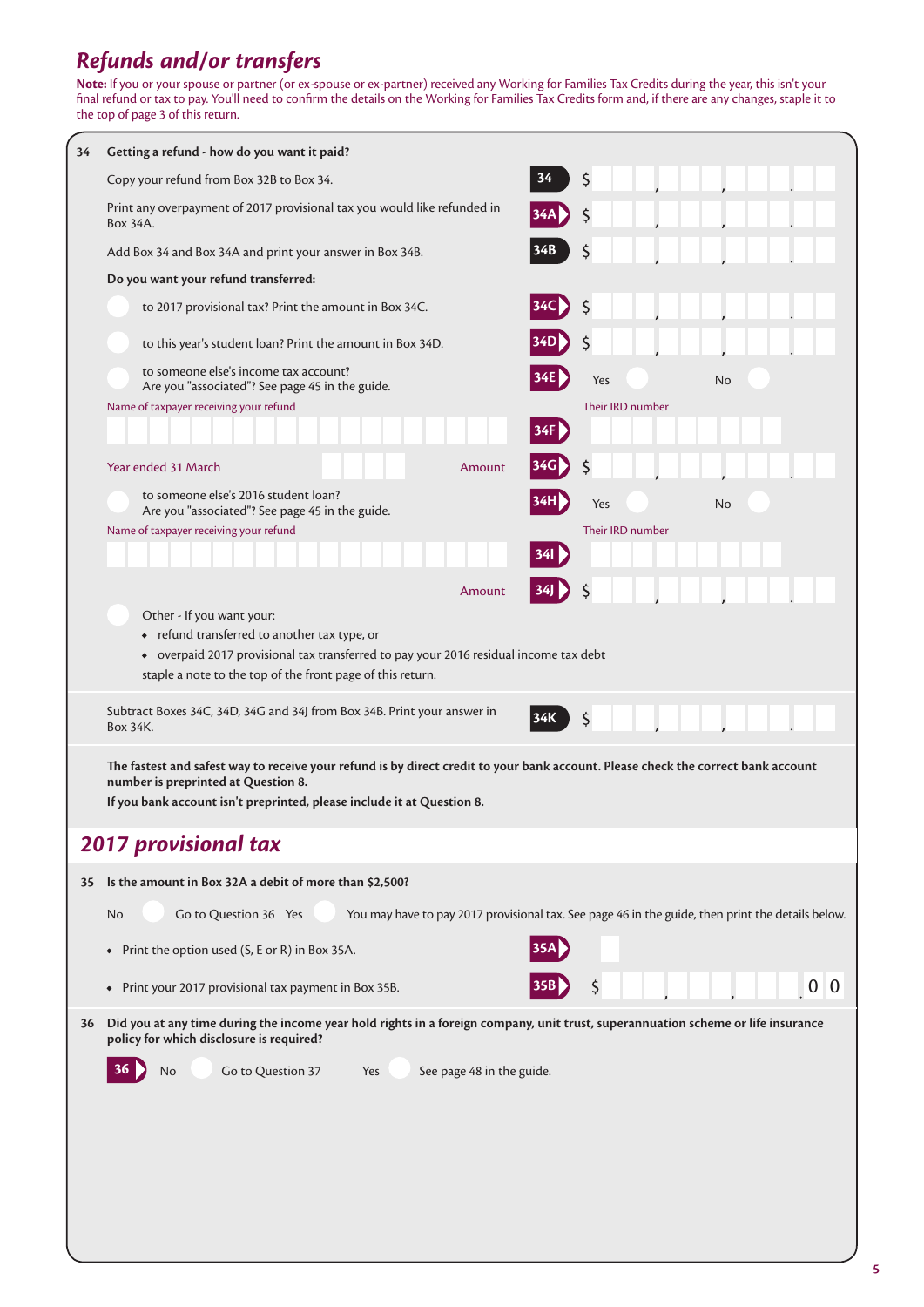# *Refunds and/or transfers*

**Note:** If you or your spouse or partner (or ex-spouse or ex-partner) received any Working for Families Tax Credits during the year, this isn't your final refund or tax to pay. You'll need to confirm the details on the Working for Families Tax Credits form and, if there are any changes, staple it to the top of page 3 of this return.

**34 Getting a refund - how do you want it paid?**

Copy your refund from Box 32B to Box 34. **34** $

Print any overpayment of 2017 provisional tax you would like refunded in Box 34A. **34A** $

Add Box 34 and Box 34A and print your answer in Box 34B. **34B** $

**Do you want your refund transferred:**

- to 2017 provisional tax? Print the amount in Box 34C. **34C** $
- to this year's student loan? Print the amount in Box 34D. **34D** $
- to someone else's income tax account? Are you "associated"? See page 45 in the guide. **34E** Yes No

Name of taxpayer receiving your refund

Their IRD number **34F**

Year ended 31 March Amount **34G** $

- to someone else's 2016 student loan? Are you "associated"? See page 45 in the guide. **34H** Yes No

Name of taxpayer receiving your refund

Their IRD number **34I**

Amount **34J** $

- Other - If you want your:
  - refund transferred to another tax type, or
  - overpaid 2017 provisional tax transferred to pay your 2016 residual income tax debt

  staple a note to the top of the front page of this return.

Subtract Boxes 34C, 34D, 34G and 34J from Box 34B. Print your answer in Box 34K. **34K** $

**The fastest and safest way to receive your refund is by direct credit to your bank account. Please check the correct bank account number is preprinted at Question 8.**

**If you bank account isn't preprinted, please include it at Question 8.**

# *2017 provisional tax*

**35 Is the amount in Box 32A a debit of more than $2,500?**

No Go to Question 36 Yes You may have to pay 2017 provisional tax. See page 46 in the guide, then print the details below.

- Print the option used (S, E or R) in Box 35A. **35A**
- Print your 2017 provisional tax payment in Box 35B. **35B** $ .00

**36 Did you at any time during the income year hold rights in a foreign company, unit trust, superannuation scheme or life insurance policy for which disclosure is required?**

**36** No Go to Question 37 Yes See page 48 in the guide.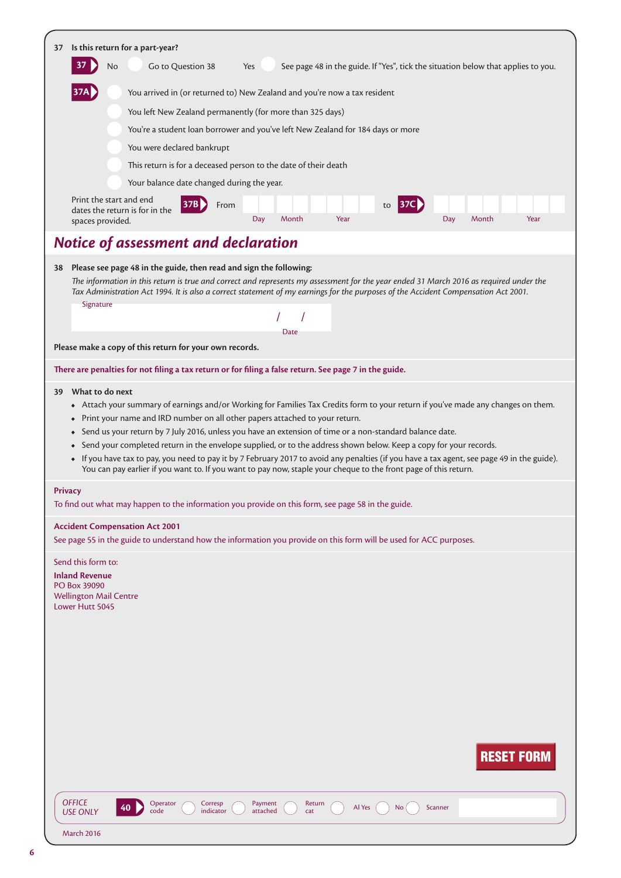**37 Is this return for a part-year?**

**37** No ◯ Go to Question 38 Yes ◯ See page 48 in the guide. If "Yes", tick the situation below that applies to you.

**37A**

- ◯ You arrived in (or returned to) New Zealand and you're now a tax resident
- ◯ You left New Zealand permanently (for more than 325 days)
- ◯ You're a student loan borrower and you've left New Zealand for 184 days or more
- ◯ You were declared bankrupt
- ◯ This return is for a deceased person to the date of their death
- ◯ Your balance date changed during the year.

Print the start and end dates the return is for in the spaces provided. **37B** From Day Month Year to **37C** Day Month Year

## Notice of assessment and declaration

**38 Please see page 48 in the guide, then read and sign the following:**

*The information in this return is true and correct and represents my assessment for the year ended 31 March 2016 as required under the Tax Administration Act 1994. It is also a correct statement of my earnings for the purposes of the Accident Compensation Act 2001.*

Signature

/ /

Date

**Please make a copy of this return for your own records.**

**There are penalties for not filing a tax return or for filing a false return. See page 7 in the guide.**

**39 What to do next**

- Attach your summary of earnings and/or Working for Families Tax Credits form to your return if you've made any changes on them.
- Print your name and IRD number on all other papers attached to your return.
- Send us your return by 7 July 2016, unless you have an extension of time or a non-standard balance date.
- Send your completed return in the envelope supplied, or to the address shown below. Keep a copy for your records.
- If you have tax to pay, you need to pay it by 7 February 2017 to avoid any penalties (if you have a tax agent, see page 49 in the guide). You can pay earlier if you want to. If you want to pay now, staple your cheque to the front page of this return.

**Privacy**

To find out what may happen to the information you provide on this form, see page 58 in the guide.

**Accident Compensation Act 2001**

See page 55 in the guide to understand how the information you provide on this form will be used for ACC purposes.

Send this form to:

**Inland Revenue**
PO Box 39090
Wellington Mail Centre
Lower Hutt 5045

RESET FORM

*OFFICE USE ONLY* **40** Operator code ◯ Corresp indicator ◯ Payment attached ◯ Return cat ◯ AI Yes ◯ No ◯ Scanner

March 2016